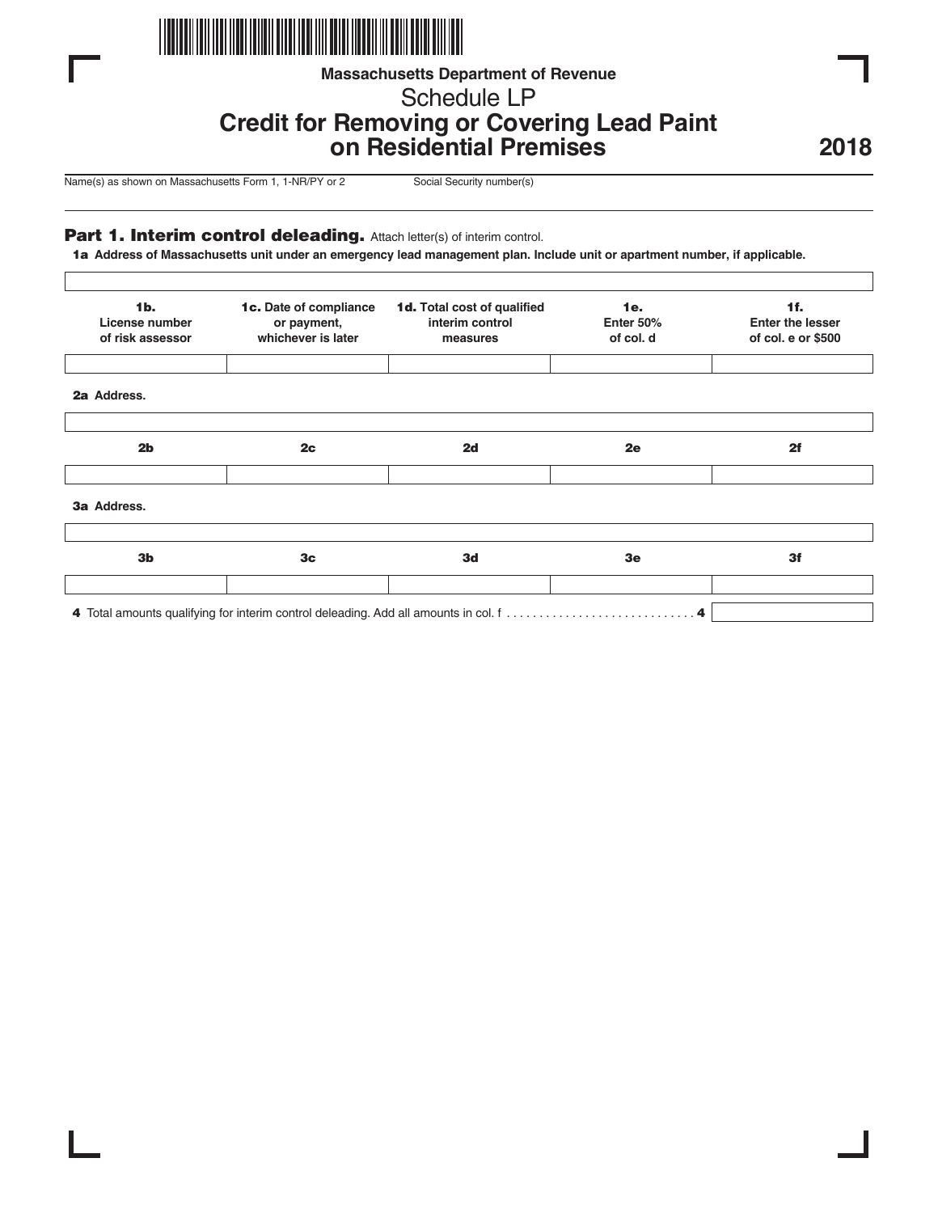Massachusetts Department of Revenue

# Schedule LP

# Credit for Removing or Covering Lead Paint on Residential Premises

2018

Name(s) as shown on Massachusetts Form 1, 1-NR/PY or 2 | Social Security number(s)

## Part 1. Interim control deleading. 

Attach letter(s) of interim control.

**1a Address of Massachusetts unit under an emergency lead management plan. Include unit or apartment number, if applicable.**

| **1b.** License number of risk assessor | **1c.** Date of compliance or payment, whichever is later | **1d.** Total cost of qualified interim control measures | **1e.** Enter 50% of col. d | **1f.** Enter the lesser of col. e or $500 |
|---|---|---|---|---|
| | | | | |

**2a** Address.

| **2b** | **2c** | **2d** | **2e** | **2f** |
|---|---|---|---|---|
| | | | | |

**3a** Address.

| **3b** | **3c** | **3d** | **3e** | **3f** |
|---|---|---|---|---|
| | | | | |

**4** Total amounts qualifying for interim control deleading. Add all amounts in col. f . . . . . . . . . . . . . . . . . . . . . . . . . . . . . **4**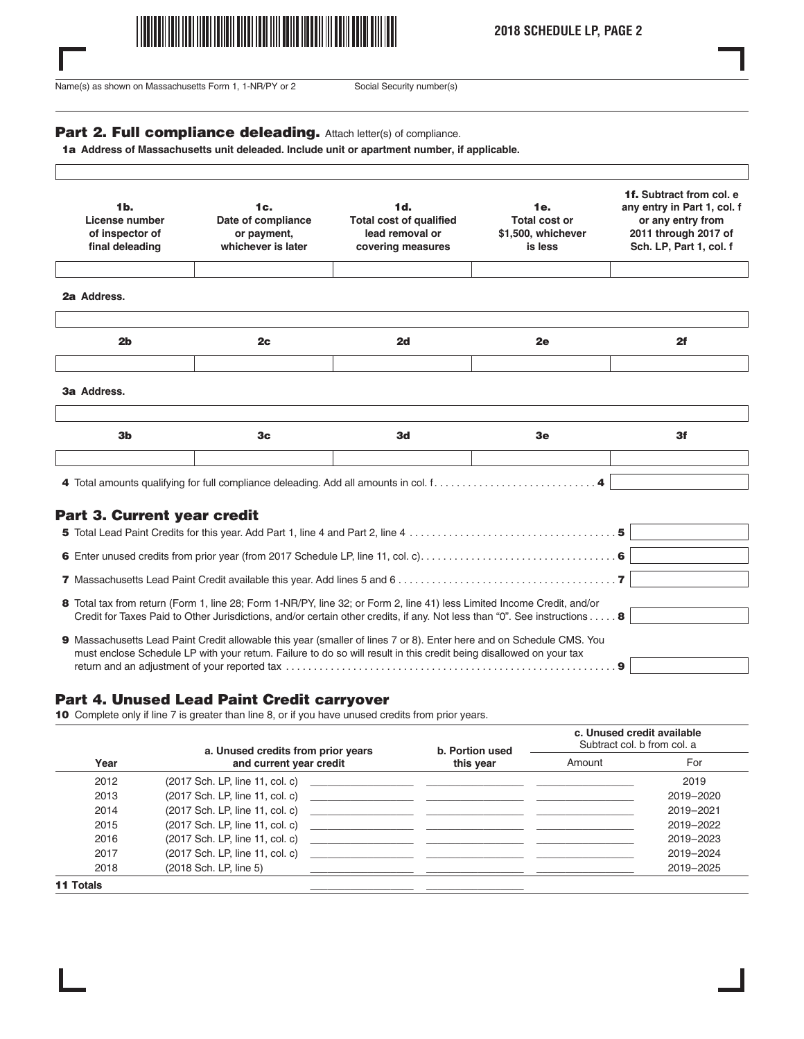Name(s) as shown on Massachusetts Form 1, 1-NR/PY or 2 | Social Security number(s)

## Part 2. Full compliance deleading. Attach letter(s) of compliance.

**1a Address of Massachusetts unit deleaded. Include unit or apartment number, if applicable.**

| 1b. License number of inspector of final deleading | 1c. Date of compliance or payment, whichever is later | 1d. Total cost of qualified lead removal or covering measures | 1e. Total cost or $1,500, whichever is less | 1f. Subtract from col. e any entry in Part 1, col. f or any entry from 2011 through 2017 of Sch. LP, Part 1, col. f |
|---|---|---|---|---|
| | | | | |

**2a Address.**

| 2b | 2c | 2d | 2e | 2f |
|---|---|---|---|---|
| | | | | |

**3a Address.**

| 3b | 3c | 3d | 3e | 3f |
|---|---|---|---|---|
| | | | | |

**4** Total amounts qualifying for full compliance deleading. Add all amounts in col. f . . . . . . . . . . . . . . . . . . . . . . . . . . . . **4**

## Part 3. Current year credit

**5** Total Lead Paint Credits for this year. Add Part 1, line 4 and Part 2, line 4 . . . . . . . . . . . . . . . . . . . . . . . . . . . . . . . . . . . . **5**

**6** Enter unused credits from prior year (from 2017 Schedule LP, line 11, col. c) . . . . . . . . . . . . . . . . . . . . . . . . . . . . . . . . . . **6**

**7** Massachusetts Lead Paint Credit available this year. Add lines 5 and 6 . . . . . . . . . . . . . . . . . . . . . . . . . . . . . . . . . . . . . . **7**

**8** Total tax from return (Form 1, line 28; Form 1-NR/PY, line 32; or Form 2, line 41) less Limited Income Credit, and/or Credit for Taxes Paid to Other Jurisdictions, and/or certain other credits, if any. Not less than "0". See instructions . . . . . **8**

**9** Massachusetts Lead Paint Credit allowable this year (smaller of lines 7 or 8). Enter here and on Schedule CMS. You must enclose Schedule LP with your return. Failure to do so will result in this credit being disallowed on your tax return and an adjustment of your reported tax . . . . . . . . . . . . . . . . . . . . . . . . . . . . . . . . . . . . . . . . . . . . . . . . . . . . . . . . . **9**

## Part 4. Unused Lead Paint Credit carryover

**10** Complete only if line 7 is greater than line 8, or if you have unused credits from prior years.

| Year | a. Unused credits from prior years and current year credit | | b. Portion used this year | c. Unused credit available Subtract col. b from col. a | |
|---|---|---|---|---|---|
| | | | | Amount | For |
| 2012 | (2017 Sch. LP, line 11, col. c) | | | | 2019 |
| 2013 | (2017 Sch. LP, line 11, col. c) | | | | 2019–2020 |
| 2014 | (2017 Sch. LP, line 11, col. c) | | | | 2019–2021 |
| 2015 | (2017 Sch. LP, line 11, col. c) | | | | 2019–2022 |
| 2016 | (2017 Sch. LP, line 11, col. c) | | | | 2019–2023 |
| 2017 | (2017 Sch. LP, line 11, col. c) | | | | 2019–2024 |
| 2018 | (2018 Sch. LP, line 5) | | | | 2019–2025 |
| **11 Totals** | | | | | |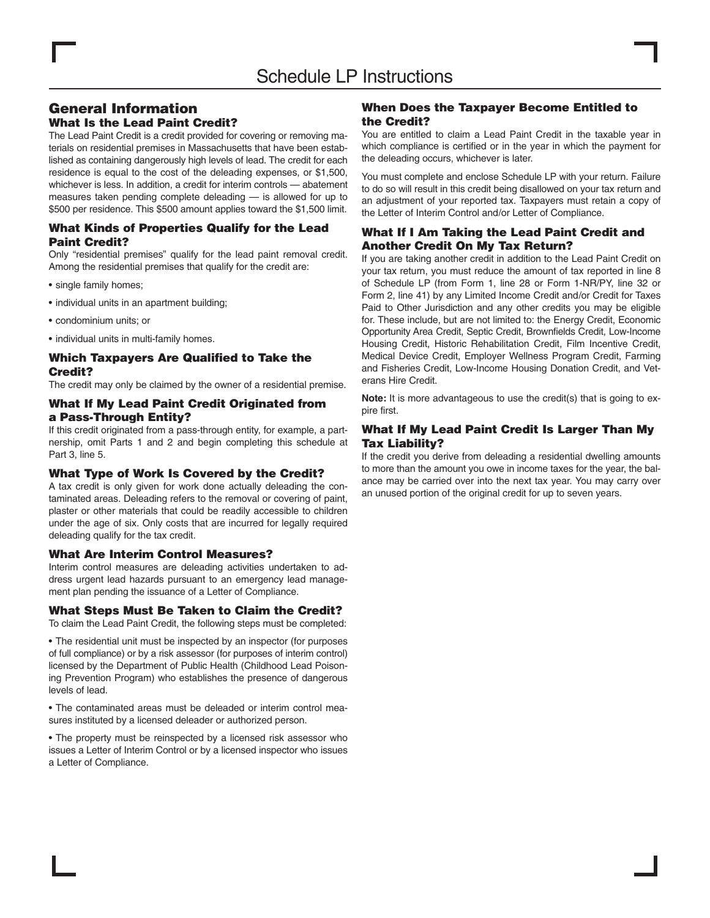# Schedule LP Instructions

## General Information

### What Is the Lead Paint Credit?

The Lead Paint Credit is a credit provided for covering or removing materials on residential premises in Massachusetts that have been established as containing dangerously high levels of lead. The credit for each residence is equal to the cost of the deleading expenses, or $1,500, whichever is less. In addition, a credit for interim controls — abatement measures taken pending complete deleading — is allowed for up to $500 per residence. This $500 amount applies toward the $1,500 limit.

### What Kinds of Properties Qualify for the Lead Paint Credit?

Only "residential premises" qualify for the lead paint removal credit. Among the residential premises that qualify for the credit are:

- single family homes;
- individual units in an apartment building;
- condominium units; or
- individual units in multi-family homes.

### Which Taxpayers Are Qualified to Take the Credit?

The credit may only be claimed by the owner of a residential premise.

### What If My Lead Paint Credit Originated from a Pass-Through Entity?

If this credit originated from a pass-through entity, for example, a partnership, omit Parts 1 and 2 and begin completing this schedule at Part 3, line 5.

### What Type of Work Is Covered by the Credit?

A tax credit is only given for work done actually deleading the contaminated areas. Deleading refers to the removal or covering of paint, plaster or other materials that could be readily accessible to children under the age of six. Only costs that are incurred for legally required deleading qualify for the tax credit.

### What Are Interim Control Measures?

Interim control measures are deleading activities undertaken to address urgent lead hazards pursuant to an emergency lead management plan pending the issuance of a Letter of Compliance.

### What Steps Must Be Taken to Claim the Credit?

To claim the Lead Paint Credit, the following steps must be completed:

- The residential unit must be inspected by an inspector (for purposes of full compliance) or by a risk assessor (for purposes of interim control) licensed by the Department of Public Health (Childhood Lead Poisoning Prevention Program) who establishes the presence of dangerous levels of lead.
- The contaminated areas must be deleaded or interim control measures instituted by a licensed deleader or authorized person.
- The property must be reinspected by a licensed risk assessor who issues a Letter of Interim Control or by a licensed inspector who issues a Letter of Compliance.

### When Does the Taxpayer Become Entitled to the Credit?

You are entitled to claim a Lead Paint Credit in the taxable year in which compliance is certified or in the year in which the payment for the deleading occurs, whichever is later.

You must complete and enclose Schedule LP with your return. Failure to do so will result in this credit being disallowed on your tax return and an adjustment of your reported tax. Taxpayers must retain a copy of the Letter of Interim Control and/or Letter of Compliance.

### What If I Am Taking the Lead Paint Credit and Another Credit On My Tax Return?

If you are taking another credit in addition to the Lead Paint Credit on your tax return, you must reduce the amount of tax reported in line 8 of Schedule LP (from Form 1, line 28 or Form 1-NR/PY, line 32 or Form 2, line 41) by any Limited Income Credit and/or Credit for Taxes Paid to Other Jurisdiction and any other credits you may be eligible for. These include, but are not limited to: the Energy Credit, Economic Opportunity Area Credit, Septic Credit, Brownfields Credit, Low-Income Housing Credit, Historic Rehabilitation Credit, Film Incentive Credit, Medical Device Credit, Employer Wellness Program Credit, Farming and Fisheries Credit, Low-Income Housing Donation Credit, and Veterans Hire Credit.

**Note:** It is more advantageous to use the credit(s) that is going to expire first.

### What If My Lead Paint Credit Is Larger Than My Tax Liability?

If the credit you derive from deleading a residential dwelling amounts to more than the amount you owe in income taxes for the year, the balance may be carried over into the next tax year. You may carry over an unused portion of the original credit for up to seven years.